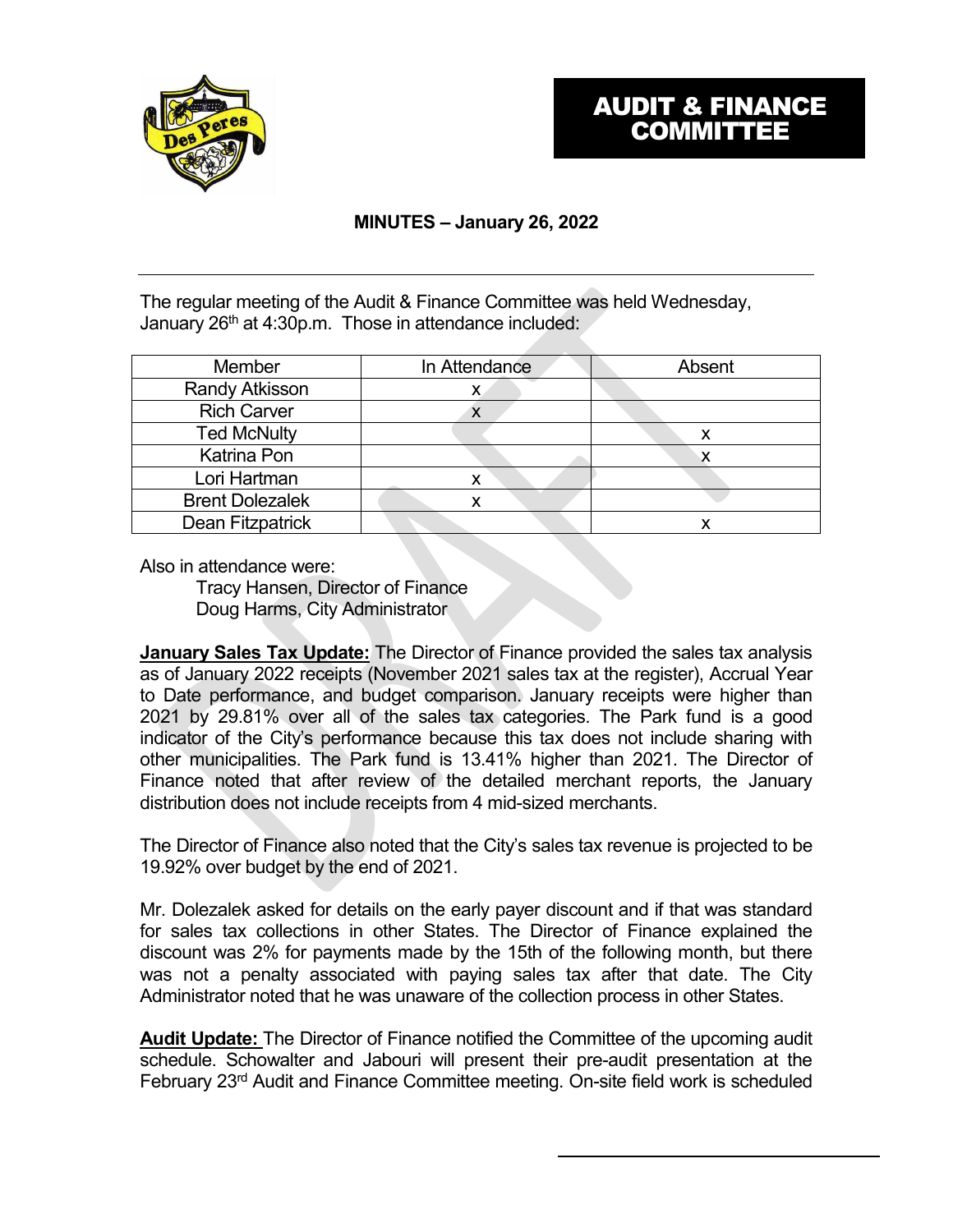# AUDIT & FINANCE COMMITTEE

## MINUTES – January 26, 2022

The regular meeting of the Audit & Finance Committee was held Wednesday, January 26th at 4:30p.m. Those in attendance included:

| Member | In Attendance | Absent |
|---|---|---|
| Randy Atkisson | x | |
| Rich Carver | x | |
| Ted McNulty | | x |
| Katrina Pon | | x |
| Lori Hartman | x | |
| Brent Dolezalek | x | |
| Dean Fitzpatrick | | x |

Also in attendance were:

Tracy Hansen, Director of Finance
Doug Harms, City Administrator

**January Sales Tax Update:** The Director of Finance provided the sales tax analysis as of January 2022 receipts (November 2021 sales tax at the register), Accrual Year to Date performance, and budget comparison. January receipts were higher than 2021 by 29.81% over all of the sales tax categories. The Park fund is a good indicator of the City's performance because this tax does not include sharing with other municipalities. The Park fund is 13.41% higher than 2021. The Director of Finance noted that after review of the detailed merchant reports, the January distribution does not include receipts from 4 mid-sized merchants.

The Director of Finance also noted that the City's sales tax revenue is projected to be 19.92% over budget by the end of 2021.

Mr. Dolezalek asked for details on the early payer discount and if that was standard for sales tax collections in other States. The Director of Finance explained the discount was 2% for payments made by the 15th of the following month, but there was not a penalty associated with paying sales tax after that date. The City Administrator noted that he was unaware of the collection process in other States.

**Audit Update:** The Director of Finance notified the Committee of the upcoming audit schedule. Schowalter and Jabouri will present their pre-audit presentation at the February 23rd Audit and Finance Committee meeting. On-site field work is scheduled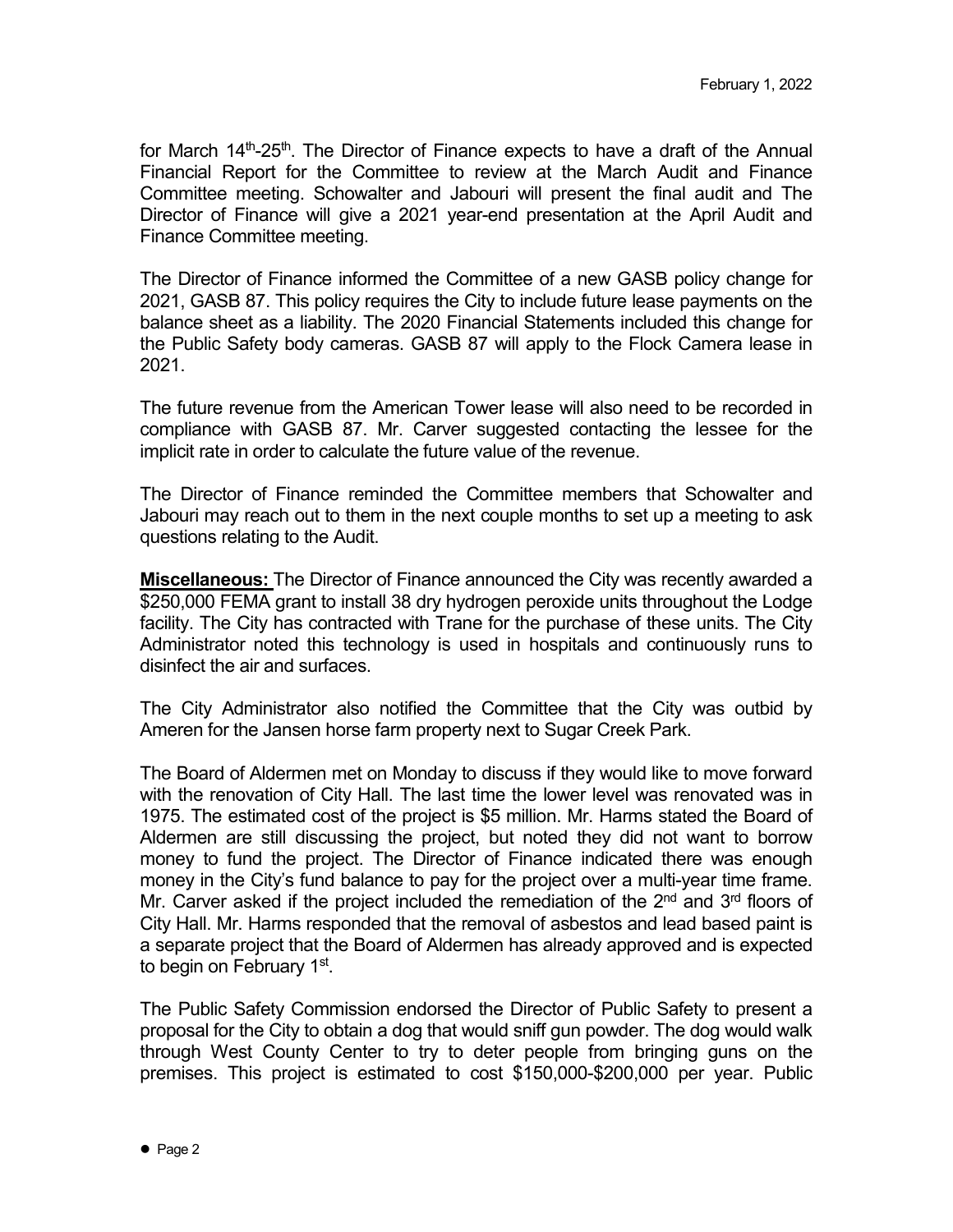for March 14th-25th. The Director of Finance expects to have a draft of the Annual Financial Report for the Committee to review at the March Audit and Finance Committee meeting. Schowalter and Jabouri will present the final audit and The Director of Finance will give a 2021 year-end presentation at the April Audit and Finance Committee meeting.

The Director of Finance informed the Committee of a new GASB policy change for 2021, GASB 87. This policy requires the City to include future lease payments on the balance sheet as a liability. The 2020 Financial Statements included this change for the Public Safety body cameras. GASB 87 will apply to the Flock Camera lease in 2021.

The future revenue from the American Tower lease will also need to be recorded in compliance with GASB 87. Mr. Carver suggested contacting the lessee for the implicit rate in order to calculate the future value of the revenue.

The Director of Finance reminded the Committee members that Schowalter and Jabouri may reach out to them in the next couple months to set up a meeting to ask questions relating to the Audit.

**Miscellaneous:** The Director of Finance announced the City was recently awarded a $250,000 FEMA grant to install 38 dry hydrogen peroxide units throughout the Lodge facility. The City has contracted with Trane for the purchase of these units. The City Administrator noted this technology is used in hospitals and continuously runs to disinfect the air and surfaces.

The City Administrator also notified the Committee that the City was outbid by Ameren for the Jansen horse farm property next to Sugar Creek Park.

The Board of Aldermen met on Monday to discuss if they would like to move forward with the renovation of City Hall. The last time the lower level was renovated was in 1975. The estimated cost of the project is $5 million. Mr. Harms stated the Board of Aldermen are still discussing the project, but noted they did not want to borrow money to fund the project. The Director of Finance indicated there was enough money in the City's fund balance to pay for the project over a multi-year time frame. Mr. Carver asked if the project included the remediation of the 2nd and 3rd floors of City Hall. Mr. Harms responded that the removal of asbestos and lead based paint is a separate project that the Board of Aldermen has already approved and is expected to begin on February 1st.

The Public Safety Commission endorsed the Director of Public Safety to present a proposal for the City to obtain a dog that would sniff gun powder. The dog would walk through West County Center to try to deter people from bringing guns on the premises. This project is estimated to cost $150,000-$200,000 per year. Public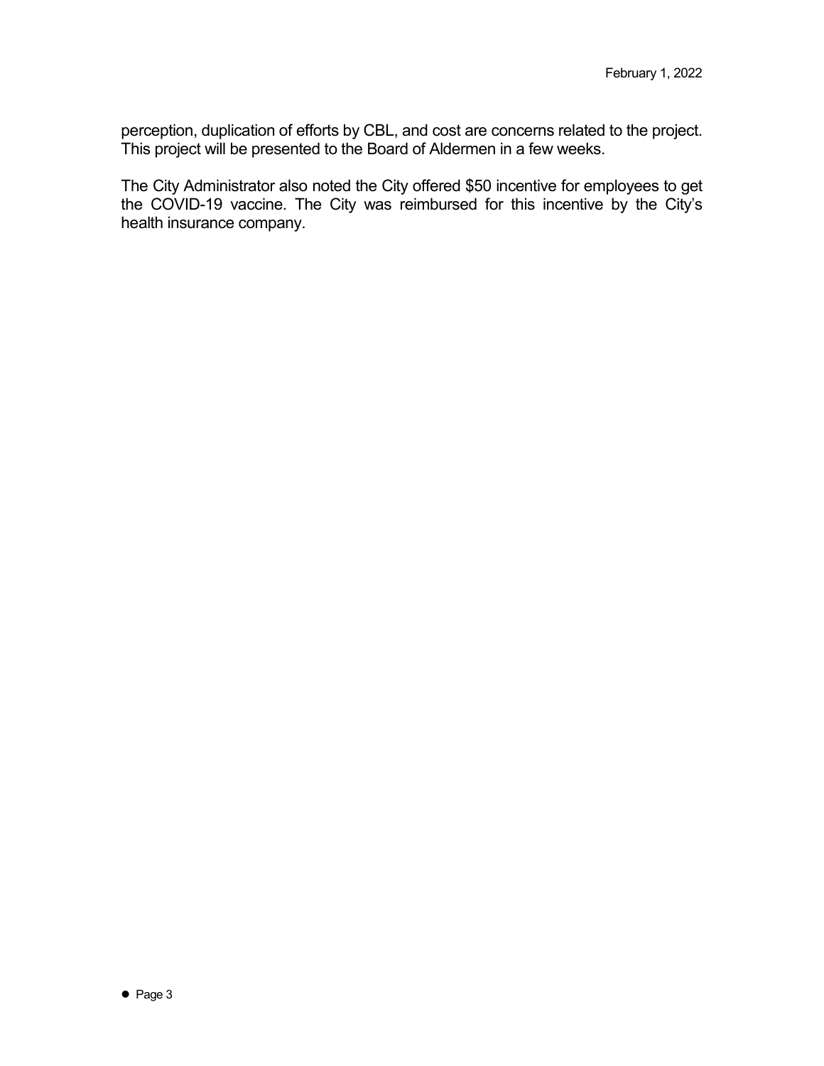perception, duplication of efforts by CBL, and cost are concerns related to the project. This project will be presented to the Board of Aldermen in a few weeks.

The City Administrator also noted the City offered $50 incentive for employees to get the COVID-19 vaccine. The City was reimbursed for this incentive by the City's health insurance company.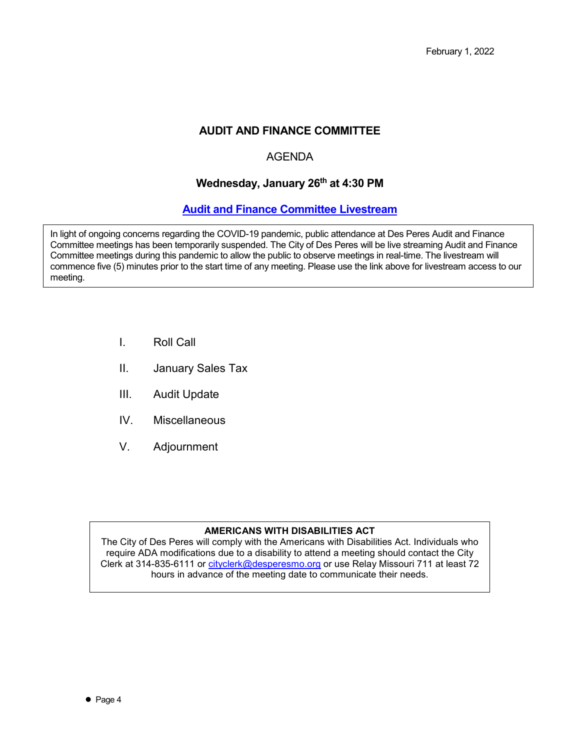February 1, 2022

# AUDIT AND FINANCE COMMITTEE

## AGENDA

### Wednesday, January 26th at 4:30 PM

**Audit and Finance Committee Livestream**

In light of ongoing concerns regarding the COVID-19 pandemic, public attendance at Des Peres Audit and Finance Committee meetings has been temporarily suspended. The City of Des Peres will be live streaming Audit and Finance Committee meetings during this pandemic to allow the public to observe meetings in real-time. The livestream will commence five (5) minutes prior to the start time of any meeting. Please use the link above for livestream access to our meeting.

I. Roll Call

II. January Sales Tax

III. Audit Update

IV. Miscellaneous

V. Adjournment

**AMERICANS WITH DISABILITIES ACT**

The City of Des Peres will comply with the Americans with Disabilities Act. Individuals who require ADA modifications due to a disability to attend a meeting should contact the City Clerk at 314-835-6111 or cityclerk@desperesmo.org or use Relay Missouri 711 at least 72 hours in advance of the meeting date to communicate their needs.